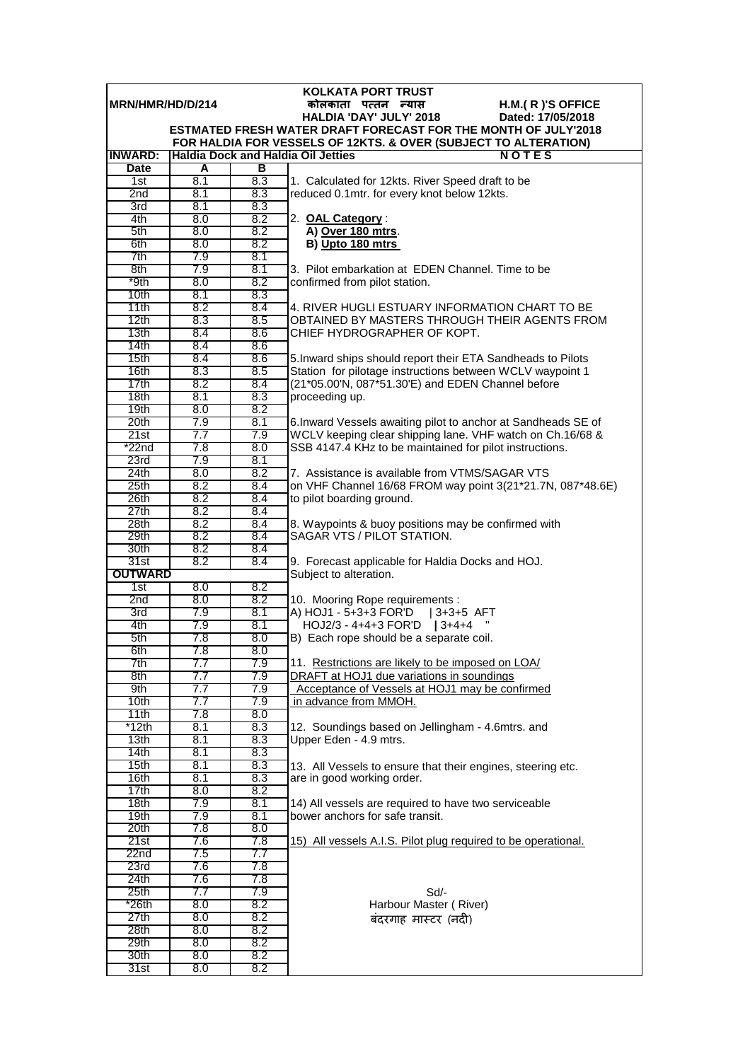**KOLKATA PORT TRUST**

**MRN/HMR/HD/D/214** **कोलकाता पत्तन न्यास** **H.M.( R )'S OFFICE**

**HALDIA 'DAY' JULY' 2018** **Dated: 17/05/2018**

**ESTMATED FRESH WATER DRAFT FORECAST FOR THE MONTH OF JULY'2018**

**FOR HALDIA FOR VESSELS OF 12KTS. & OVER (SUBJECT TO ALTERATION)**

**INWARD: Haldia Dock and Haldia Oil Jetties**

| Date | A | B |
|---|---|---|
| 1st | 8.1 | 8.3 |
| 2nd | 8.1 | 8.3 |
| 3rd | 8.1 | 8.3 |
| 4th | 8.0 | 8.2 |
| 5th | 8.0 | 8.2 |
| 6th | 8.0 | 8.2 |
| 7th | 7.9 | 8.1 |
| 8th | 7.9 | 8.1 |
| *9th | 8.0 | 8.2 |
| 10th | 8.1 | 8.3 |
| 11th | 8.2 | 8.4 |
| 12th | 8.3 | 8.5 |
| 13th | 8.4 | 8.6 |
| 14th | 8.4 | 8.6 |
| 15th | 8.4 | 8.6 |
| 16th | 8.3 | 8.5 |
| 17th | 8.2 | 8.4 |
| 18th | 8.1 | 8.3 |
| 19th | 8.0 | 8.2 |
| 20th | 7.9 | 8.1 |
| 21st | 7.7 | 7.9 |
| *22nd | 7.8 | 8.0 |
| 23rd | 7.9 | 8.1 |
| 24th | 8.0 | 8.2 |
| 25th | 8.2 | 8.4 |
| 26th | 8.2 | 8.4 |
| 27th | 8.2 | 8.4 |
| 28th | 8.2 | 8.4 |
| 29th | 8.2 | 8.4 |
| 30th | 8.2 | 8.4 |
| 31st | 8.2 | 8.4 |
| **OUTWARD** | | |
| 1st | 8.0 | 8.2 |
| 2nd | 8.0 | 8.2 |
| 3rd | 7.9 | 8.1 |
| 4th | 7.9 | 8.1 |
| 5th | 7.8 | 8.0 |
| 6th | 7.8 | 8.0 |
| 7th | 7.7 | 7.9 |
| 8th | 7.7 | 7.9 |
| 9th | 7.7 | 7.9 |
| 10th | 7.7 | 7.9 |
| 11th | 7.8 | 8.0 |
| *12th | 8.1 | 8.3 |
| 13th | 8.1 | 8.3 |
| 14th | 8.1 | 8.3 |
| 15th | 8.1 | 8.3 |
| 16th | 8.1 | 8.3 |
| 17th | 8.0 | 8.2 |
| 18th | 7.9 | 8.1 |
| 19th | 7.9 | 8.1 |
| 20th | 7.8 | 8.0 |
| 21st | 7.6 | 7.8 |
| 22nd | 7.5 | 7.7 |
| 23rd | 7.6 | 7.8 |
| 24th | 7.6 | 7.8 |
| 25th | 7.7 | 7.9 |
| *26th | 8.0 | 8.2 |
| 27th | 8.0 | 8.2 |
| 28th | 8.0 | 8.2 |
| 29th | 8.0 | 8.2 |
| 30th | 8.0 | 8.2 |
| 31st | 8.0 | 8.2 |

**N O T E S**

1. Calculated for 12kts. River Speed draft to be reduced 0.1mtr. for every knot below 12kts.

2. **OAL Category** :
   **A) Over 180 mtrs**.
   **B) Upto 180 mtrs**

3. Pilot embarkation at EDEN Channel. Time to be confirmed from pilot station.

4. RIVER HUGLI ESTUARY INFORMATION CHART TO BE OBTAINED BY MASTERS THROUGH THEIR AGENTS FROM CHIEF HYDROGRAPHER OF KOPT.

5. Inward ships should report their ETA Sandheads to Pilots Station for pilotage instructions between WCLV waypoint 1 (21*05.00'N, 087*51.30'E) and EDEN Channel before proceeding up.

6. Inward Vessels awaiting pilot to anchor at Sandheads SE of WCLV keeping clear shipping lane. VHF watch on Ch.16/68 & SSB 4147.4 KHz to be maintained for pilot instructions.

7. Assistance is available from VTMS/SAGAR VTS on VHF Channel 16/68 FROM way point 3(21*21.7N, 087*48.6E) to pilot boarding ground.

8. Waypoints & buoy positions may be confirmed with SAGAR VTS / PILOT STATION.

9. Forecast applicable for Haldia Docks and HOJ. Subject to alteration.

10. Mooring Rope requirements :
A) HOJ1 - 5+3+3 FOR'D | 3+3+5 AFT
HOJ2/3 - 4+4+3 FOR'D | 3+4+4 "
B) Each rope should be a separate coil.

11. Restrictions are likely to be imposed on LOA/ DRAFT at HOJ1 due variations in soundings Acceptance of Vessels at HOJ1 may be confirmed in advance from MMOH.

12. Soundings based on Jellingham - 4.6mtrs. and Upper Eden - 4.9 mtrs.

13. All Vessels to ensure that their engines, steering etc. are in good working order.

14) All vessels are required to have two serviceable bower anchors for safe transit.

15) All vessels A.I.S. Pilot plug required to be operational.

Sd/-
Harbour Master ( River)
बंदरगाह मास्टर (नदी)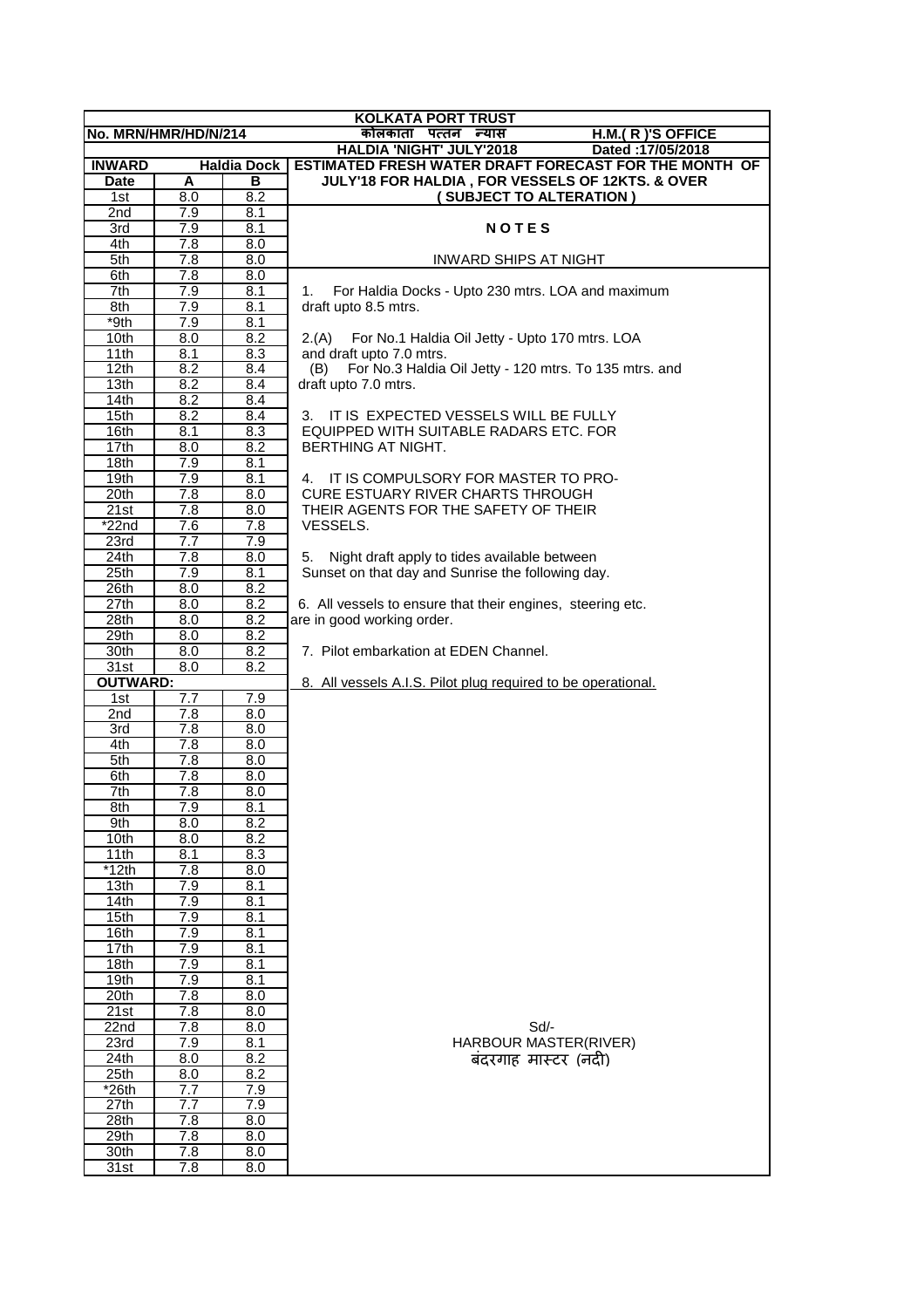**KOLKATA PORT TRUST**

**No. MRN/HMR/HD/N/214** — **कोलकाता पत्तन न्यास** — **H.M.( R )'S OFFICE**

**HALDIA 'NIGHT' JULY'2018** — **Dated :17/05/2018**

**ESTIMATED FRESH WATER DRAFT FORECAST FOR THE MONTH OF JULY'18 FOR HALDIA , FOR VESSELS OF 12KTS. & OVER**

**( SUBJECT TO ALTERATION )**

| INWARD | Haldia Dock | |
|---|---|---|
| **Date** | **A** | **B** |
| 1st | 8.0 | 8.2 |
| 2nd | 7.9 | 8.1 |
| 3rd | 7.9 | 8.1 |
| 4th | 7.8 | 8.0 |
| 5th | 7.8 | 8.0 |
| 6th | 7.8 | 8.0 |
| 7th | 7.9 | 8.1 |
| 8th | 7.9 | 8.1 |
| *9th | 7.9 | 8.1 |
| 10th | 8.0 | 8.2 |
| 11th | 8.1 | 8.3 |
| 12th | 8.2 | 8.4 |
| 13th | 8.2 | 8.4 |
| 14th | 8.2 | 8.4 |
| 15th | 8.2 | 8.4 |
| 16th | 8.1 | 8.3 |
| 17th | 8.0 | 8.2 |
| 18th | 7.9 | 8.1 |
| 19th | 7.9 | 8.1 |
| 20th | 7.8 | 8.0 |
| 21st | 7.8 | 8.0 |
| *22nd | 7.6 | 7.8 |
| 23rd | 7.7 | 7.9 |
| 24th | 7.8 | 8.0 |
| 25th | 7.9 | 8.1 |
| 26th | 8.0 | 8.2 |
| 27th | 8.0 | 8.2 |
| 28th | 8.0 | 8.2 |
| 29th | 8.0 | 8.2 |
| 30th | 8.0 | 8.2 |
| 31st | 8.0 | 8.2 |
| **OUTWARD:** | | |
| 1st | 7.7 | 7.9 |
| 2nd | 7.8 | 8.0 |
| 3rd | 7.8 | 8.0 |
| 4th | 7.8 | 8.0 |
| 5th | 7.8 | 8.0 |
| 6th | 7.8 | 8.0 |
| 7th | 7.8 | 8.0 |
| 8th | 7.9 | 8.1 |
| 9th | 8.0 | 8.2 |
| 10th | 8.0 | 8.2 |
| 11th | 8.1 | 8.3 |
| *12th | 7.8 | 8.0 |
| 13th | 7.9 | 8.1 |
| 14th | 7.9 | 8.1 |
| 15th | 7.9 | 8.1 |
| 16th | 7.9 | 8.1 |
| 17th | 7.9 | 8.1 |
| 18th | 7.9 | 8.1 |
| 19th | 7.9 | 8.1 |
| 20th | 7.8 | 8.0 |
| 21st | 7.8 | 8.0 |
| 22nd | 7.8 | 8.0 |
| 23rd | 7.9 | 8.1 |
| 24th | 8.0 | 8.2 |
| 25th | 8.0 | 8.2 |
| *26th | 7.7 | 7.9 |
| 27th | 7.7 | 7.9 |
| 28th | 7.8 | 8.0 |
| 29th | 7.8 | 8.0 |
| 30th | 7.8 | 8.0 |
| 31st | 7.8 | 8.0 |

**N O T E S**

INWARD SHIPS AT NIGHT

1. For Haldia Docks - Upto 230 mtrs. LOA and maximum draft upto 8.5 mtrs.

2.(A) For No.1 Haldia Oil Jetty - Upto 170 mtrs. LOA and draft upto 7.0 mtrs.
(B) For No.3 Haldia Oil Jetty - 120 mtrs. To 135 mtrs. and draft upto 7.0 mtrs.

3. IT IS EXPECTED VESSELS WILL BE FULLY EQUIPPED WITH SUITABLE RADARS ETC. FOR BERTHING AT NIGHT.

4. IT IS COMPULSORY FOR MASTER TO PROCURE ESTUARY RIVER CHARTS THROUGH THEIR AGENTS FOR THE SAFETY OF THEIR VESSELS.

5. Night draft apply to tides available between Sunset on that day and Sunrise the following day.

6. All vessels to ensure that their engines, steering etc. are in good working order.

7. Pilot embarkation at EDEN Channel.

8. All vessels A.I.S. Pilot plug required to be operational.

Sd/-
HARBOUR MASTER(RIVER)
बंदरगाह मास्टर (नदी)